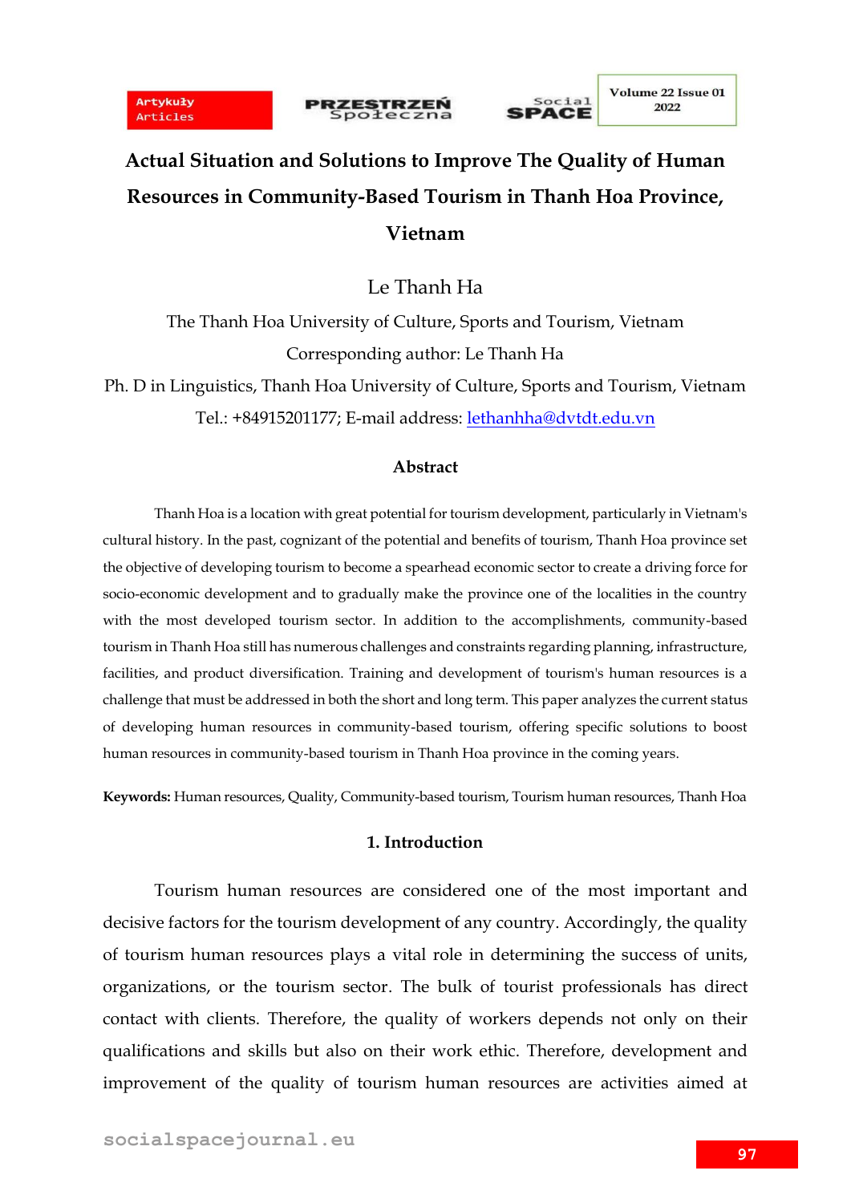# Actual Situation and Solutions to Improve The Quality of Human Resources in Community-Based Tourism in Thanh Hoa Province, Vietnam

Le Thanh Ha

The Thanh Hoa University of Culture, Sports and Tourism, Vietnam

Corresponding author: Le Thanh Ha

Ph. D in Linguistics, Thanh Hoa University of Culture, Sports and Tourism, Vietnam

Tel.: +84915201177; E-mail address: lethanhha@dvtdt.edu.vn

## Abstract

Thanh Hoa is a location with great potential for tourism development, particularly in Vietnam's cultural history. In the past, cognizant of the potential and benefits of tourism, Thanh Hoa province set the objective of developing tourism to become a spearhead economic sector to create a driving force for socio-economic development and to gradually make the province one of the localities in the country with the most developed tourism sector. In addition to the accomplishments, community-based tourism in Thanh Hoa still has numerous challenges and constraints regarding planning, infrastructure, facilities, and product diversification. Training and development of tourism's human resources is a challenge that must be addressed in both the short and long term. This paper analyzes the current status of developing human resources in community-based tourism, offering specific solutions to boost human resources in community-based tourism in Thanh Hoa province in the coming years.

**Keywords:** Human resources, Quality, Community-based tourism, Tourism human resources, Thanh Hoa

## 1. Introduction

Tourism human resources are considered one of the most important and decisive factors for the tourism development of any country. Accordingly, the quality of tourism human resources plays a vital role in determining the success of units, organizations, or the tourism sector. The bulk of tourist professionals has direct contact with clients. Therefore, the quality of workers depends not only on their qualifications and skills but also on their work ethic. Therefore, development and improvement of the quality of tourism human resources are activities aimed at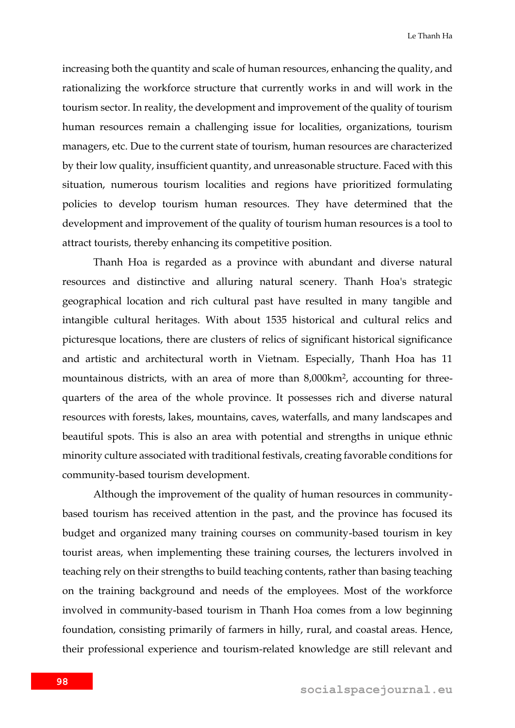increasing both the quantity and scale of human resources, enhancing the quality, and rationalizing the workforce structure that currently works in and will work in the tourism sector. In reality, the development and improvement of the quality of tourism human resources remain a challenging issue for localities, organizations, tourism managers, etc. Due to the current state of tourism, human resources are characterized by their low quality, insufficient quantity, and unreasonable structure. Faced with this situation, numerous tourism localities and regions have prioritized formulating policies to develop tourism human resources. They have determined that the development and improvement of the quality of tourism human resources is a tool to attract tourists, thereby enhancing its competitive position.

Thanh Hoa is regarded as a province with abundant and diverse natural resources and distinctive and alluring natural scenery. Thanh Hoa's strategic geographical location and rich cultural past have resulted in many tangible and intangible cultural heritages. With about 1535 historical and cultural relics and picturesque locations, there are clusters of relics of significant historical significance and artistic and architectural worth in Vietnam. Especially, Thanh Hoa has 11 mountainous districts, with an area of more than 8,000km$^2$, accounting for three-quarters of the area of the whole province. It possesses rich and diverse natural resources with forests, lakes, mountains, caves, waterfalls, and many landscapes and beautiful spots. This is also an area with potential and strengths in unique ethnic minority culture associated with traditional festivals, creating favorable conditions for community-based tourism development.

Although the improvement of the quality of human resources in community-based tourism has received attention in the past, and the province has focused its budget and organized many training courses on community-based tourism in key tourist areas, when implementing these training courses, the lecturers involved in teaching rely on their strengths to build teaching contents, rather than basing teaching on the training background and needs of the employees. Most of the workforce involved in community-based tourism in Thanh Hoa comes from a low beginning foundation, consisting primarily of farmers in hilly, rural, and coastal areas. Hence, their professional experience and tourism-related knowledge are still relevant and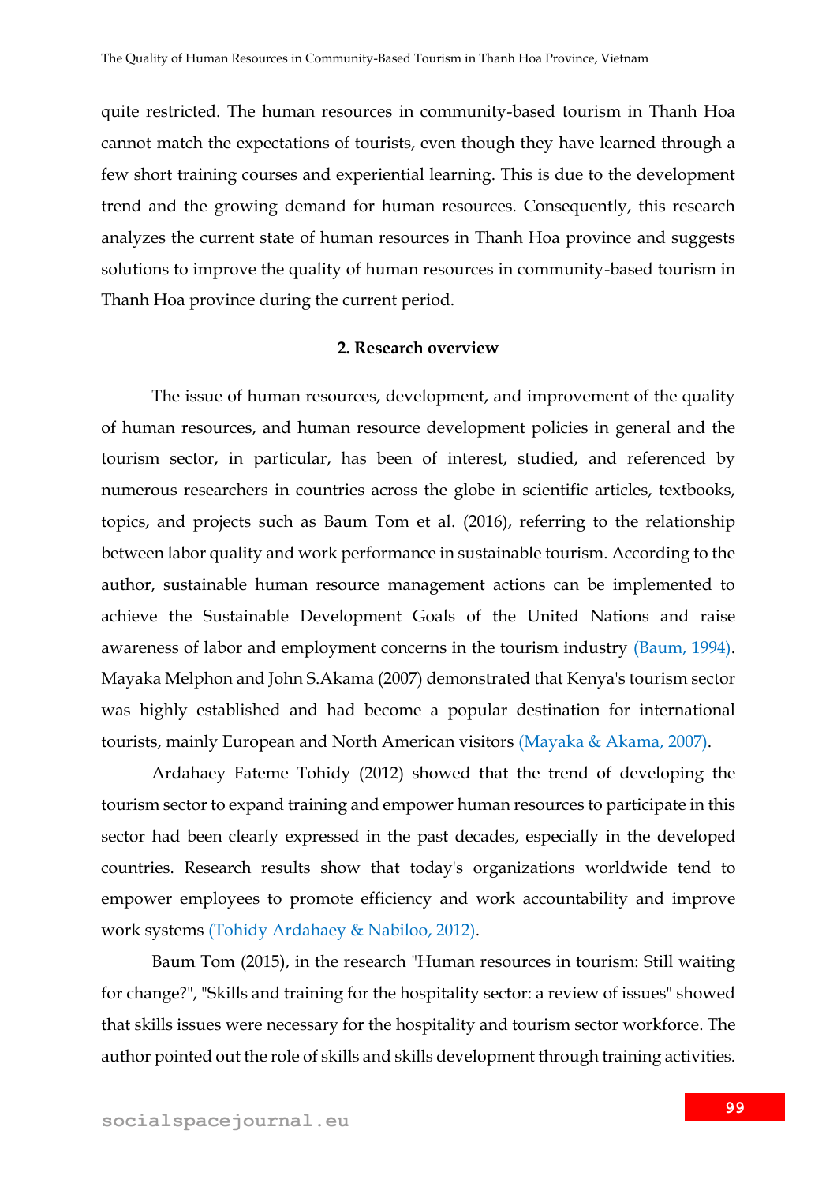quite restricted. The human resources in community-based tourism in Thanh Hoa cannot match the expectations of tourists, even though they have learned through a few short training courses and experiential learning. This is due to the development trend and the growing demand for human resources. Consequently, this research analyzes the current state of human resources in Thanh Hoa province and suggests solutions to improve the quality of human resources in community-based tourism in Thanh Hoa province during the current period.

## 2. Research overview

The issue of human resources, development, and improvement of the quality of human resources, and human resource development policies in general and the tourism sector, in particular, has been of interest, studied, and referenced by numerous researchers in countries across the globe in scientific articles, textbooks, topics, and projects such as Baum Tom et al. (2016), referring to the relationship between labor quality and work performance in sustainable tourism. According to the author, sustainable human resource management actions can be implemented to achieve the Sustainable Development Goals of the United Nations and raise awareness of labor and employment concerns in the tourism industry (Baum, 1994). Mayaka Melphon and John S.Akama (2007) demonstrated that Kenya's tourism sector was highly established and had become a popular destination for international tourists, mainly European and North American visitors (Mayaka & Akama, 2007).

Ardahaey Fateme Tohidy (2012) showed that the trend of developing the tourism sector to expand training and empower human resources to participate in this sector had been clearly expressed in the past decades, especially in the developed countries. Research results show that today's organizations worldwide tend to empower employees to promote efficiency and work accountability and improve work systems (Tohidy Ardahaey & Nabiloo, 2012).

Baum Tom (2015), in the research "Human resources in tourism: Still waiting for change?", "Skills and training for the hospitality sector: a review of issues" showed that skills issues were necessary for the hospitality and tourism sector workforce. The author pointed out the role of skills and skills development through training activities.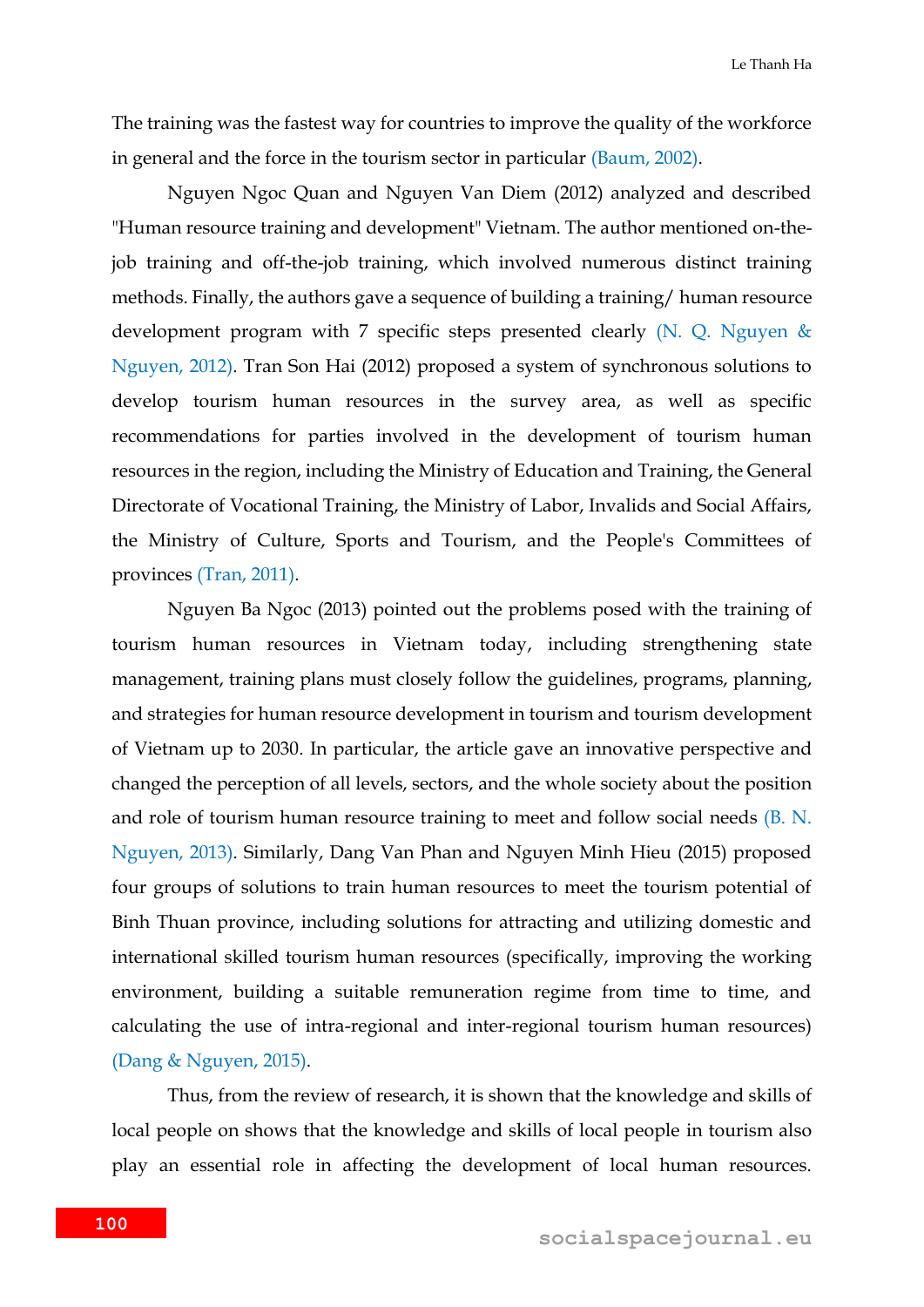The training was the fastest way for countries to improve the quality of the workforce in general and the force in the tourism sector in particular (Baum, 2002).

Nguyen Ngoc Quan and Nguyen Van Diem (2012) analyzed and described "Human resource training and development" Vietnam. The author mentioned on-the-job training and off-the-job training, which involved numerous distinct training methods. Finally, the authors gave a sequence of building a training/ human resource development program with 7 specific steps presented clearly (N. Q. Nguyen & Nguyen, 2012). Tran Son Hai (2012) proposed a system of synchronous solutions to develop tourism human resources in the survey area, as well as specific recommendations for parties involved in the development of tourism human resources in the region, including the Ministry of Education and Training, the General Directorate of Vocational Training, the Ministry of Labor, Invalids and Social Affairs, the Ministry of Culture, Sports and Tourism, and the People's Committees of provinces (Tran, 2011).

Nguyen Ba Ngoc (2013) pointed out the problems posed with the training of tourism human resources in Vietnam today, including strengthening state management, training plans must closely follow the guidelines, programs, planning, and strategies for human resource development in tourism and tourism development of Vietnam up to 2030. In particular, the article gave an innovative perspective and changed the perception of all levels, sectors, and the whole society about the position and role of tourism human resource training to meet and follow social needs (B. N. Nguyen, 2013). Similarly, Dang Van Phan and Nguyen Minh Hieu (2015) proposed four groups of solutions to train human resources to meet the tourism potential of Binh Thuan province, including solutions for attracting and utilizing domestic and international skilled tourism human resources (specifically, improving the working environment, building a suitable remuneration regime from time to time, and calculating the use of intra-regional and inter-regional tourism human resources) (Dang & Nguyen, 2015).

Thus, from the review of research, it is shown that the knowledge and skills of local people on shows that the knowledge and skills of local people in tourism also play an essential role in affecting the development of local human resources.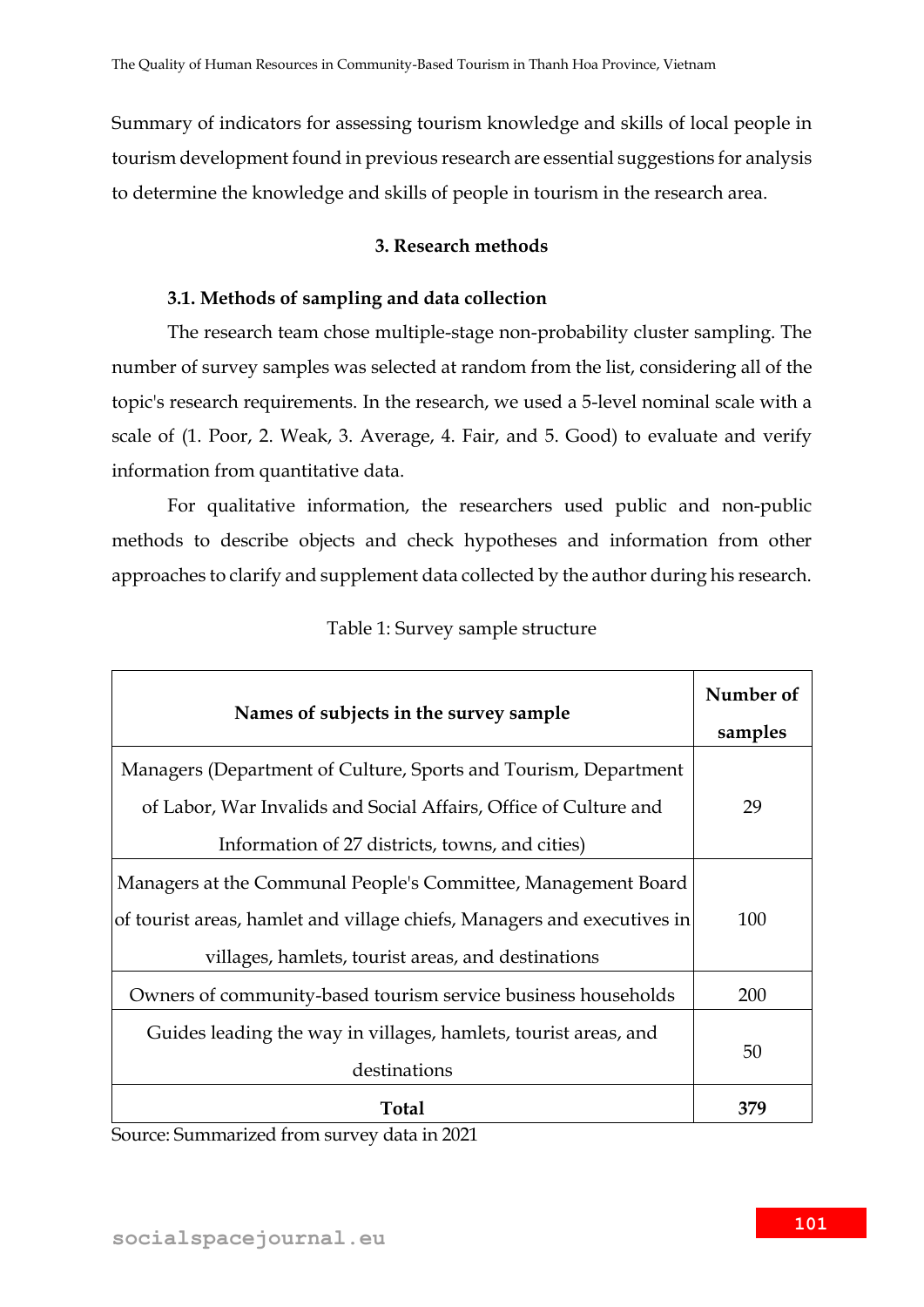Summary of indicators for assessing tourism knowledge and skills of local people in tourism development found in previous research are essential suggestions for analysis to determine the knowledge and skills of people in tourism in the research area.

## 3. Research methods

### 3.1. Methods of sampling and data collection

The research team chose multiple-stage non-probability cluster sampling. The number of survey samples was selected at random from the list, considering all of the topic's research requirements. In the research, we used a 5-level nominal scale with a scale of (1. Poor, 2. Weak, 3. Average, 4. Fair, and 5. Good) to evaluate and verify information from quantitative data.

For qualitative information, the researchers used public and non-public methods to describe objects and check hypotheses and information from other approaches to clarify and supplement data collected by the author during his research.

Table 1: Survey sample structure

| Names of subjects in the survey sample | Number of samples |
|---|---|
| Managers (Department of Culture, Sports and Tourism, Department of Labor, War Invalids and Social Affairs, Office of Culture and Information of 27 districts, towns, and cities) | 29 |
| Managers at the Communal People's Committee, Management Board of tourist areas, hamlet and village chiefs, Managers and executives in villages, hamlets, tourist areas, and destinations | 100 |
| Owners of community-based tourism service business households | 200 |
| Guides leading the way in villages, hamlets, tourist areas, and destinations | 50 |
| **Total** | **379** |

Source: Summarized from survey data in 2021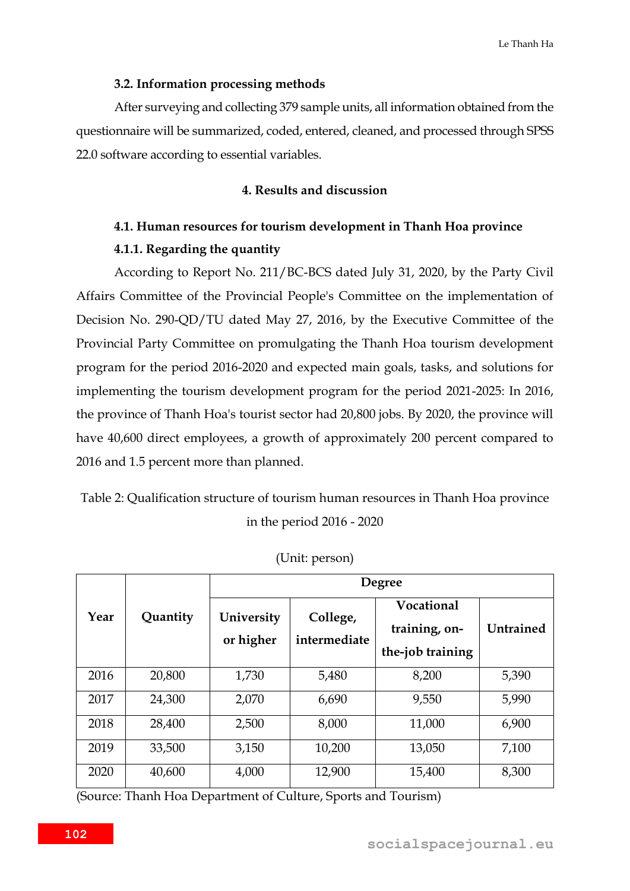### 3.2. Information processing methods

After surveying and collecting 379 sample units, all information obtained from the questionnaire will be summarized, coded, entered, cleaned, and processed through SPSS 22.0 software according to essential variables.

## 4. Results and discussion

### 4.1. Human resources for tourism development in Thanh Hoa province

#### 4.1.1. Regarding the quantity

According to Report No. 211/BC-BCS dated July 31, 2020, by the Party Civil Affairs Committee of the Provincial People's Committee on the implementation of Decision No. 290-QD/TU dated May 27, 2016, by the Executive Committee of the Provincial Party Committee on promulgating the Thanh Hoa tourism development program for the period 2016-2020 and expected main goals, tasks, and solutions for implementing the tourism development program for the period 2021-2025: In 2016, the province of Thanh Hoa's tourist sector had 20,800 jobs. By 2020, the province will have 40,600 direct employees, a growth of approximately 200 percent compared to 2016 and 1.5 percent more than planned.

Table 2: Qualification structure of tourism human resources in Thanh Hoa province in the period 2016 - 2020

(Unit: person)

| Year | Quantity | Degree | | | |
|---|---|---|---|---|---|
| | | University or higher | College, intermediate | Vocational training, on-the-job training | Untrained |
| 2016 | 20,800 | 1,730 | 5,480 | 8,200 | 5,390 |
| 2017 | 24,300 | 2,070 | 6,690 | 9,550 | 5,990 |
| 2018 | 28,400 | 2,500 | 8,000 | 11,000 | 6,900 |
| 2019 | 33,500 | 3,150 | 10,200 | 13,050 | 7,100 |
| 2020 | 40,600 | 4,000 | 12,900 | 15,400 | 8,300 |

(Source: Thanh Hoa Department of Culture, Sports and Tourism)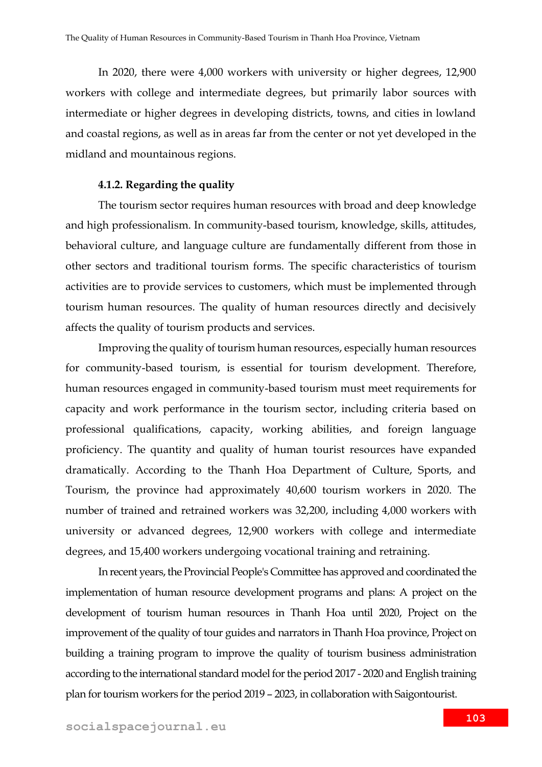In 2020, there were 4,000 workers with university or higher degrees, 12,900 workers with college and intermediate degrees, but primarily labor sources with intermediate or higher degrees in developing districts, towns, and cities in lowland and coastal regions, as well as in areas far from the center or not yet developed in the midland and mountainous regions.

#### 4.1.2. Regarding the quality

The tourism sector requires human resources with broad and deep knowledge and high professionalism. In community-based tourism, knowledge, skills, attitudes, behavioral culture, and language culture are fundamentally different from those in other sectors and traditional tourism forms. The specific characteristics of tourism activities are to provide services to customers, which must be implemented through tourism human resources. The quality of human resources directly and decisively affects the quality of tourism products and services.

Improving the quality of tourism human resources, especially human resources for community-based tourism, is essential for tourism development. Therefore, human resources engaged in community-based tourism must meet requirements for capacity and work performance in the tourism sector, including criteria based on professional qualifications, capacity, working abilities, and foreign language proficiency. The quantity and quality of human tourist resources have expanded dramatically. According to the Thanh Hoa Department of Culture, Sports, and Tourism, the province had approximately 40,600 tourism workers in 2020. The number of trained and retrained workers was 32,200, including 4,000 workers with university or advanced degrees, 12,900 workers with college and intermediate degrees, and 15,400 workers undergoing vocational training and retraining.

In recent years, the Provincial People's Committee has approved and coordinated the implementation of human resource development programs and plans: A project on the development of tourism human resources in Thanh Hoa until 2020, Project on the improvement of the quality of tour guides and narrators in Thanh Hoa province, Project on building a training program to improve the quality of tourism business administration according to the international standard model for the period 2017 - 2020 and English training plan for tourism workers for the period 2019 – 2023, in collaboration with Saigontourist.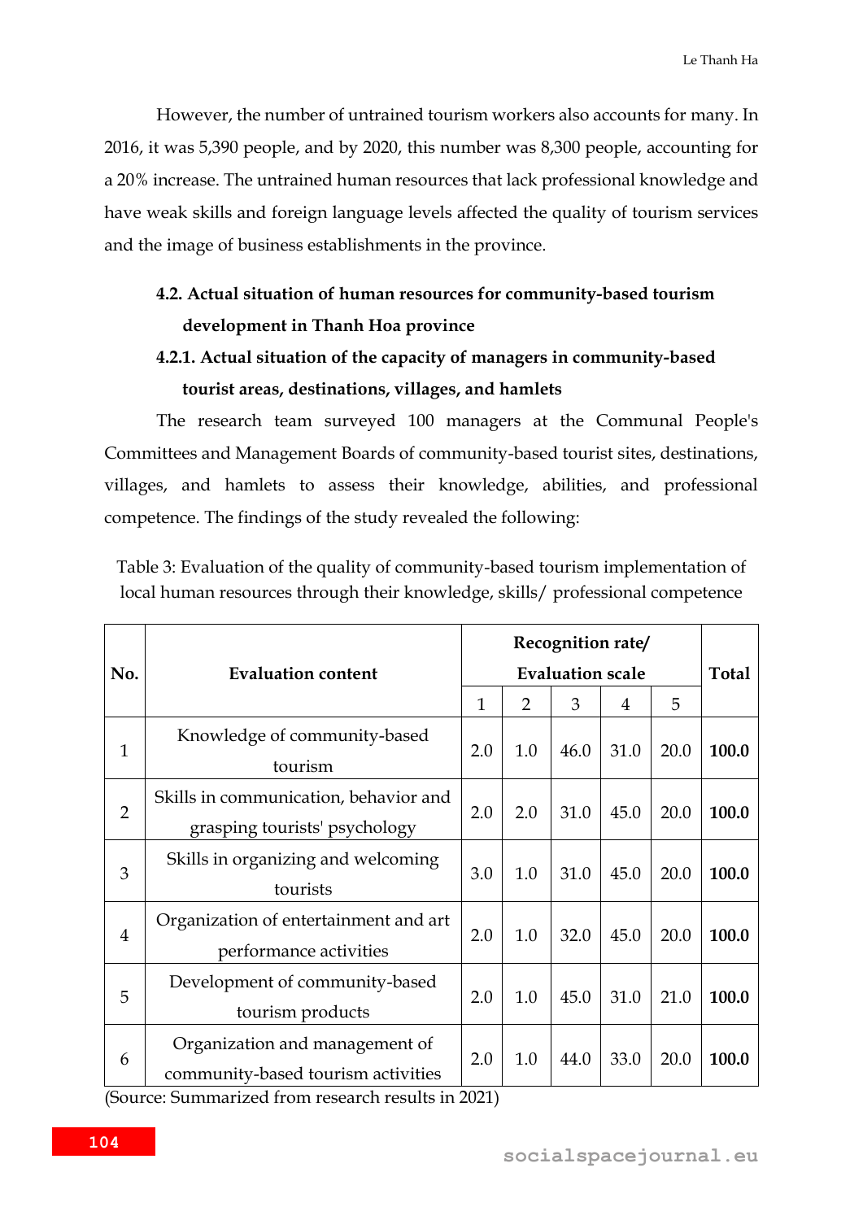However, the number of untrained tourism workers also accounts for many. In 2016, it was 5,390 people, and by 2020, this number was 8,300 people, accounting for a 20% increase. The untrained human resources that lack professional knowledge and have weak skills and foreign language levels affected the quality of tourism services and the image of business establishments in the province.

### 4.2. Actual situation of human resources for community-based tourism development in Thanh Hoa province

#### 4.2.1. Actual situation of the capacity of managers in community-based tourist areas, destinations, villages, and hamlets

The research team surveyed 100 managers at the Communal People's Committees and Management Boards of community-based tourist sites, destinations, villages, and hamlets to assess their knowledge, abilities, and professional competence. The findings of the study revealed the following:

Table 3: Evaluation of the quality of community-based tourism implementation of local human resources through their knowledge, skills/ professional competence

| No. | Evaluation content | Recognition rate/ Evaluation scale | | | | | Total |
|---|---|---|---|---|---|---|---|
| | | 1 | 2 | 3 | 4 | 5 | |
| 1 | Knowledge of community-based tourism | 2.0 | 1.0 | 46.0 | 31.0 | 20.0 | **100.0** |
| 2 | Skills in communication, behavior and grasping tourists' psychology | 2.0 | 2.0 | 31.0 | 45.0 | 20.0 | **100.0** |
| 3 | Skills in organizing and welcoming tourists | 3.0 | 1.0 | 31.0 | 45.0 | 20.0 | **100.0** |
| 4 | Organization of entertainment and art performance activities | 2.0 | 1.0 | 32.0 | 45.0 | 20.0 | **100.0** |
| 5 | Development of community-based tourism products | 2.0 | 1.0 | 45.0 | 31.0 | 21.0 | **100.0** |
| 6 | Organization and management of community-based tourism activities | 2.0 | 1.0 | 44.0 | 33.0 | 20.0 | **100.0** |

(Source: Summarized from research results in 2021)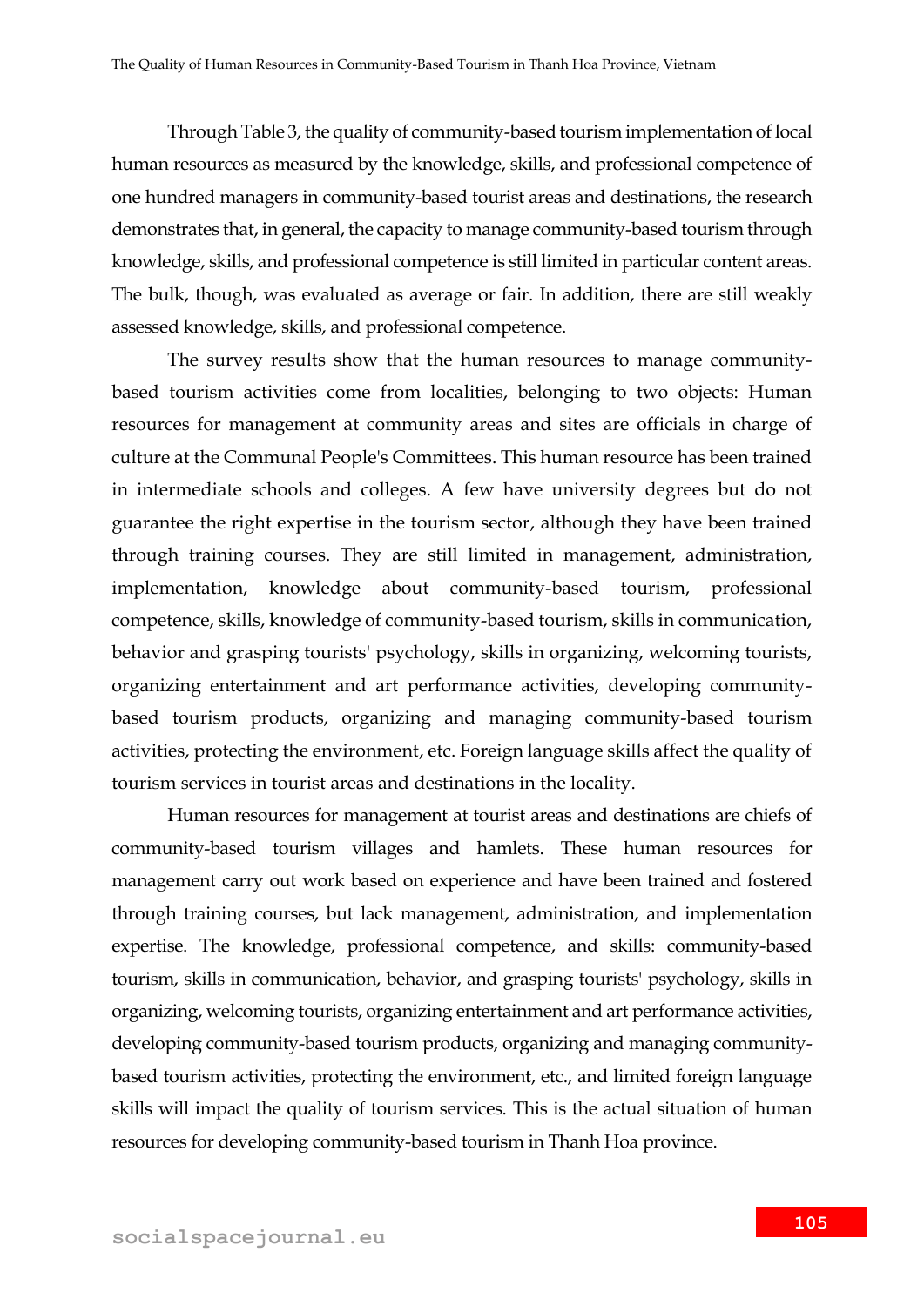Through Table 3, the quality of community-based tourism implementation of local human resources as measured by the knowledge, skills, and professional competence of one hundred managers in community-based tourist areas and destinations, the research demonstrates that, in general, the capacity to manage community-based tourism through knowledge, skills, and professional competence is still limited in particular content areas. The bulk, though, was evaluated as average or fair. In addition, there are still weakly assessed knowledge, skills, and professional competence.

The survey results show that the human resources to manage community-based tourism activities come from localities, belonging to two objects: Human resources for management at community areas and sites are officials in charge of culture at the Communal People's Committees. This human resource has been trained in intermediate schools and colleges. A few have university degrees but do not guarantee the right expertise in the tourism sector, although they have been trained through training courses. They are still limited in management, administration, implementation, knowledge about community-based tourism, professional competence, skills, knowledge of community-based tourism, skills in communication, behavior and grasping tourists' psychology, skills in organizing, welcoming tourists, organizing entertainment and art performance activities, developing community-based tourism products, organizing and managing community-based tourism activities, protecting the environment, etc. Foreign language skills affect the quality of tourism services in tourist areas and destinations in the locality.

Human resources for management at tourist areas and destinations are chiefs of community-based tourism villages and hamlets. These human resources for management carry out work based on experience and have been trained and fostered through training courses, but lack management, administration, and implementation expertise. The knowledge, professional competence, and skills: community-based tourism, skills in communication, behavior, and grasping tourists' psychology, skills in organizing, welcoming tourists, organizing entertainment and art performance activities, developing community-based tourism products, organizing and managing community-based tourism activities, protecting the environment, etc., and limited foreign language skills will impact the quality of tourism services. This is the actual situation of human resources for developing community-based tourism in Thanh Hoa province.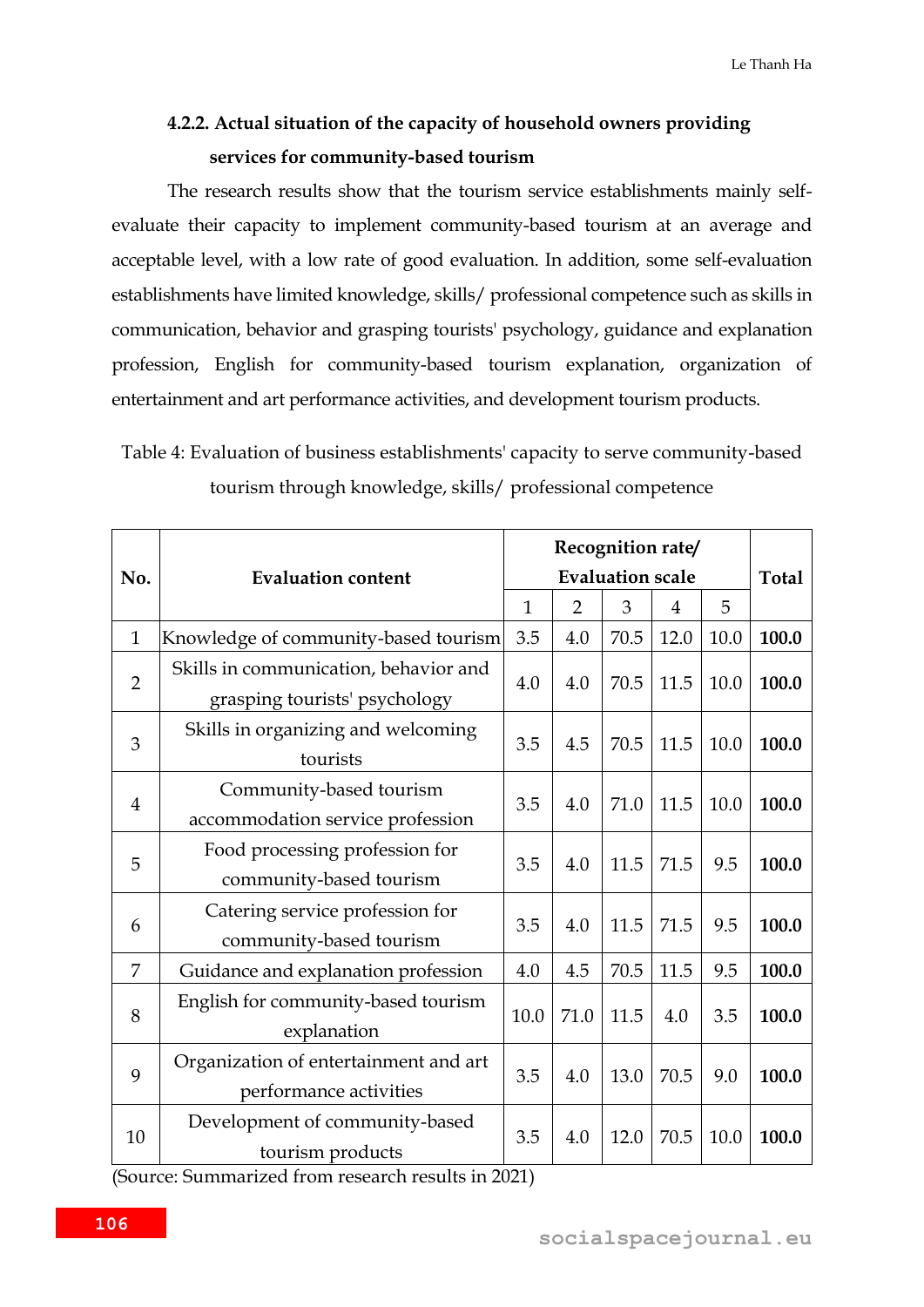#### 4.2.2. Actual situation of the capacity of household owners providing services for community-based tourism

The research results show that the tourism service establishments mainly self-evaluate their capacity to implement community-based tourism at an average and acceptable level, with a low rate of good evaluation. In addition, some self-evaluation establishments have limited knowledge, skills/ professional competence such as skills in communication, behavior and grasping tourists' psychology, guidance and explanation profession, English for community-based tourism explanation, organization of entertainment and art performance activities, and development tourism products.

Table 4: Evaluation of business establishments' capacity to serve community-based tourism through knowledge, skills/ professional competence

| No. | Evaluation content | Recognition rate/ Evaluation scale | | | | | Total |
|---|---|---|---|---|---|---|---|
| | | 1 | 2 | 3 | 4 | 5 | |
| 1 | Knowledge of community-based tourism | 3.5 | 4.0 | 70.5 | 12.0 | 10.0 | **100.0** |
| 2 | Skills in communication, behavior and grasping tourists' psychology | 4.0 | 4.0 | 70.5 | 11.5 | 10.0 | **100.0** |
| 3 | Skills in organizing and welcoming tourists | 3.5 | 4.5 | 70.5 | 11.5 | 10.0 | **100.0** |
| 4 | Community-based tourism accommodation service profession | 3.5 | 4.0 | 71.0 | 11.5 | 10.0 | **100.0** |
| 5 | Food processing profession for community-based tourism | 3.5 | 4.0 | 11.5 | 71.5 | 9.5 | **100.0** |
| 6 | Catering service profession for community-based tourism | 3.5 | 4.0 | 11.5 | 71.5 | 9.5 | **100.0** |
| 7 | Guidance and explanation profession | 4.0 | 4.5 | 70.5 | 11.5 | 9.5 | **100.0** |
| 8 | English for community-based tourism explanation | 10.0 | 71.0 | 11.5 | 4.0 | 3.5 | **100.0** |
| 9 | Organization of entertainment and art performance activities | 3.5 | 4.0 | 13.0 | 70.5 | 9.0 | **100.0** |
| 10 | Development of community-based tourism products | 3.5 | 4.0 | 12.0 | 70.5 | 10.0 | **100.0** |

(Source: Summarized from research results in 2021)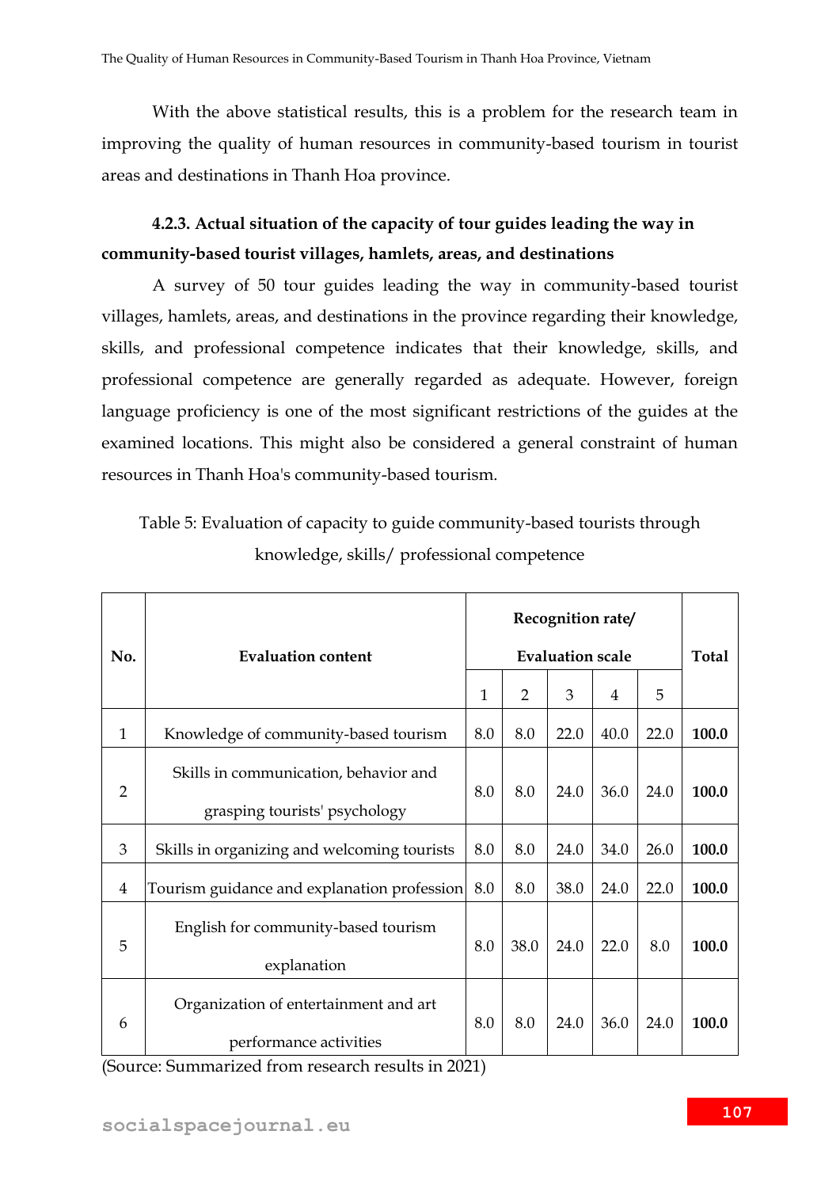With the above statistical results, this is a problem for the research team in improving the quality of human resources in community-based tourism in tourist areas and destinations in Thanh Hoa province.

#### 4.2.3. Actual situation of the capacity of tour guides leading the way in community-based tourist villages, hamlets, areas, and destinations

A survey of 50 tour guides leading the way in community-based tourist villages, hamlets, areas, and destinations in the province regarding their knowledge, skills, and professional competence indicates that their knowledge, skills, and professional competence are generally regarded as adequate. However, foreign language proficiency is one of the most significant restrictions of the guides at the examined locations. This might also be considered a general constraint of human resources in Thanh Hoa's community-based tourism.

Table 5: Evaluation of capacity to guide community-based tourists through knowledge, skills/ professional competence

| No. | Evaluation content | Recognition rate/ Evaluation scale | | | | | Total |
|---|---|---|---|---|---|---|---|
| | | 1 | 2 | 3 | 4 | 5 | |
| 1 | Knowledge of community-based tourism | 8.0 | 8.0 | 22.0 | 40.0 | 22.0 | **100.0** |
| 2 | Skills in communication, behavior and grasping tourists' psychology | 8.0 | 8.0 | 24.0 | 36.0 | 24.0 | **100.0** |
| 3 | Skills in organizing and welcoming tourists | 8.0 | 8.0 | 24.0 | 34.0 | 26.0 | **100.0** |
| 4 | Tourism guidance and explanation profession | 8.0 | 8.0 | 38.0 | 24.0 | 22.0 | **100.0** |
| 5 | English for community-based tourism explanation | 8.0 | 38.0 | 24.0 | 22.0 | 8.0 | **100.0** |
| 6 | Organization of entertainment and art performance activities | 8.0 | 8.0 | 24.0 | 36.0 | 24.0 | **100.0** |

(Source: Summarized from research results in 2021)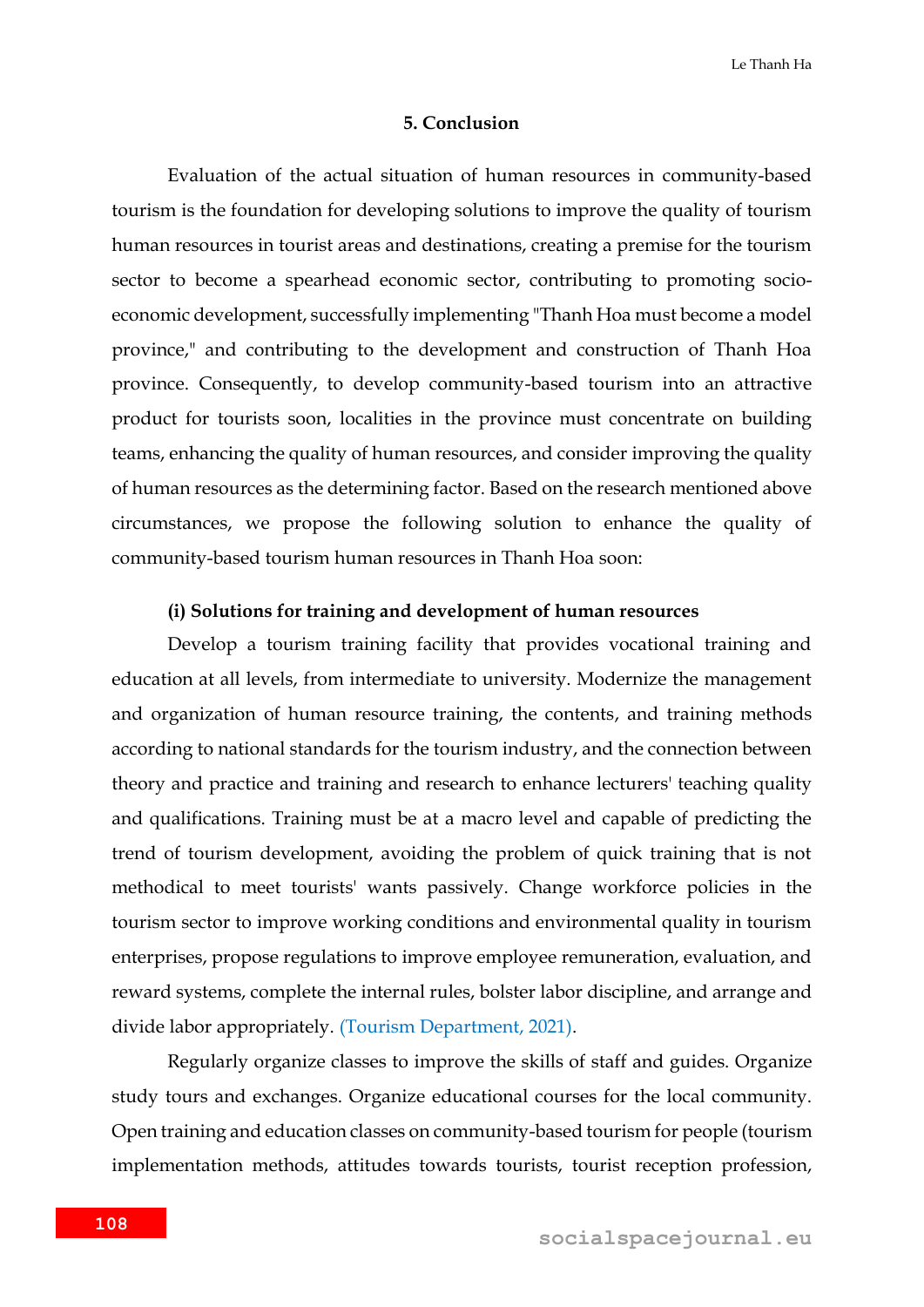## 5. Conclusion

Evaluation of the actual situation of human resources in community-based tourism is the foundation for developing solutions to improve the quality of tourism human resources in tourist areas and destinations, creating a premise for the tourism sector to become a spearhead economic sector, contributing to promoting socio-economic development, successfully implementing "Thanh Hoa must become a model province," and contributing to the development and construction of Thanh Hoa province. Consequently, to develop community-based tourism into an attractive product for tourists soon, localities in the province must concentrate on building teams, enhancing the quality of human resources, and consider improving the quality of human resources as the determining factor. Based on the research mentioned above circumstances, we propose the following solution to enhance the quality of community-based tourism human resources in Thanh Hoa soon:

**(i) Solutions for training and development of human resources**

Develop a tourism training facility that provides vocational training and education at all levels, from intermediate to university. Modernize the management and organization of human resource training, the contents, and training methods according to national standards for the tourism industry, and the connection between theory and practice and training and research to enhance lecturers' teaching quality and qualifications. Training must be at a macro level and capable of predicting the trend of tourism development, avoiding the problem of quick training that is not methodical to meet tourists' wants passively. Change workforce policies in the tourism sector to improve working conditions and environmental quality in tourism enterprises, propose regulations to improve employee remuneration, evaluation, and reward systems, complete the internal rules, bolster labor discipline, and arrange and divide labor appropriately. (Tourism Department, 2021).

Regularly organize classes to improve the skills of staff and guides. Organize study tours and exchanges. Organize educational courses for the local community. Open training and education classes on community-based tourism for people (tourism implementation methods, attitudes towards tourists, tourist reception profession,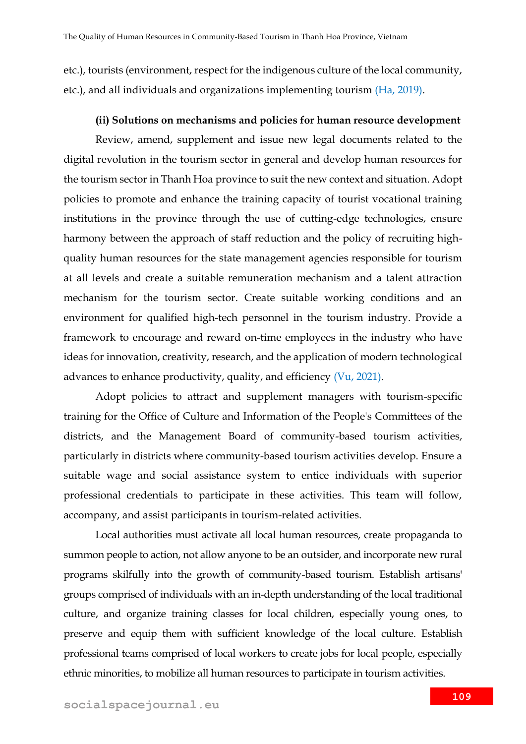etc.), tourists (environment, respect for the indigenous culture of the local community, etc.), and all individuals and organizations implementing tourism (Ha, 2019).

**(ii) Solutions on mechanisms and policies for human resource development**

Review, amend, supplement and issue new legal documents related to the digital revolution in the tourism sector in general and develop human resources for the tourism sector in Thanh Hoa province to suit the new context and situation. Adopt policies to promote and enhance the training capacity of tourist vocational training institutions in the province through the use of cutting-edge technologies, ensure harmony between the approach of staff reduction and the policy of recruiting high-quality human resources for the state management agencies responsible for tourism at all levels and create a suitable remuneration mechanism and a talent attraction mechanism for the tourism sector. Create suitable working conditions and an environment for qualified high-tech personnel in the tourism industry. Provide a framework to encourage and reward on-time employees in the industry who have ideas for innovation, creativity, research, and the application of modern technological advances to enhance productivity, quality, and efficiency (Vu, 2021).

Adopt policies to attract and supplement managers with tourism-specific training for the Office of Culture and Information of the People's Committees of the districts, and the Management Board of community-based tourism activities, particularly in districts where community-based tourism activities develop. Ensure a suitable wage and social assistance system to entice individuals with superior professional credentials to participate in these activities. This team will follow, accompany, and assist participants in tourism-related activities.

Local authorities must activate all local human resources, create propaganda to summon people to action, not allow anyone to be an outsider, and incorporate new rural programs skilfully into the growth of community-based tourism. Establish artisans' groups comprised of individuals with an in-depth understanding of the local traditional culture, and organize training classes for local children, especially young ones, to preserve and equip them with sufficient knowledge of the local culture. Establish professional teams comprised of local workers to create jobs for local people, especially ethnic minorities, to mobilize all human resources to participate in tourism activities.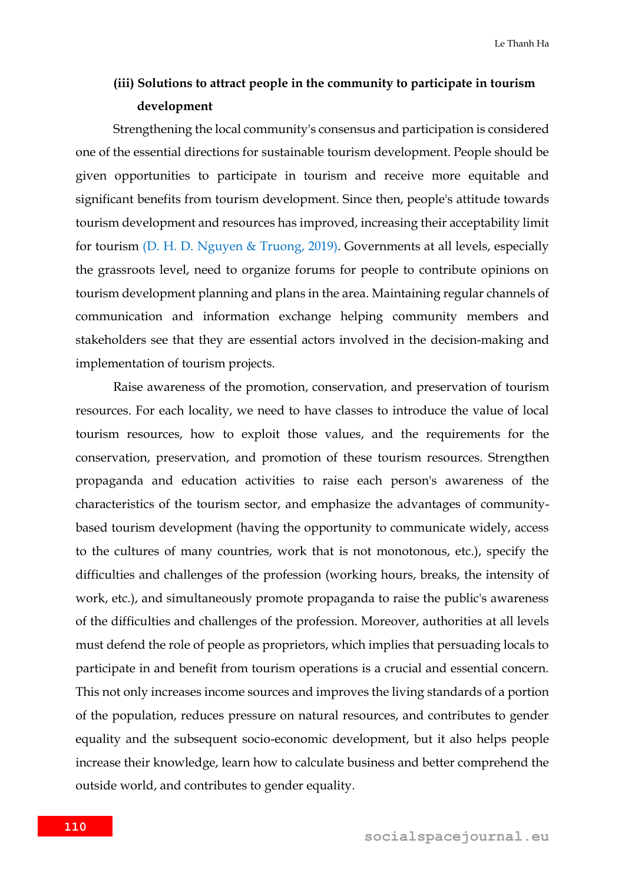### (iii) Solutions to attract people in the community to participate in tourism development

Strengthening the local community's consensus and participation is considered one of the essential directions for sustainable tourism development. People should be given opportunities to participate in tourism and receive more equitable and significant benefits from tourism development. Since then, people's attitude towards tourism development and resources has improved, increasing their acceptability limit for tourism (D. H. D. Nguyen & Truong, 2019). Governments at all levels, especially the grassroots level, need to organize forums for people to contribute opinions on tourism development planning and plans in the area. Maintaining regular channels of communication and information exchange helping community members and stakeholders see that they are essential actors involved in the decision-making and implementation of tourism projects.

Raise awareness of the promotion, conservation, and preservation of tourism resources. For each locality, we need to have classes to introduce the value of local tourism resources, how to exploit those values, and the requirements for the conservation, preservation, and promotion of these tourism resources. Strengthen propaganda and education activities to raise each person's awareness of the characteristics of the tourism sector, and emphasize the advantages of community-based tourism development (having the opportunity to communicate widely, access to the cultures of many countries, work that is not monotonous, etc.), specify the difficulties and challenges of the profession (working hours, breaks, the intensity of work, etc.), and simultaneously promote propaganda to raise the public's awareness of the difficulties and challenges of the profession. Moreover, authorities at all levels must defend the role of people as proprietors, which implies that persuading locals to participate in and benefit from tourism operations is a crucial and essential concern. This not only increases income sources and improves the living standards of a portion of the population, reduces pressure on natural resources, and contributes to gender equality and the subsequent socio-economic development, but it also helps people increase their knowledge, learn how to calculate business and better comprehend the outside world, and contributes to gender equality.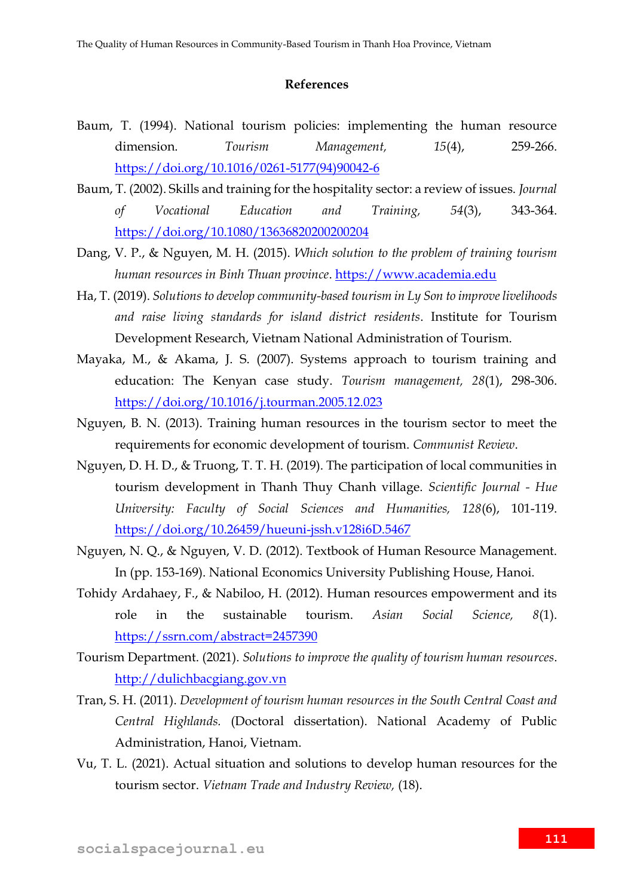## References

Baum, T. (1994). National tourism policies: implementing the human resource dimension. *Tourism Management, 15*(4), 259-266. https://doi.org/10.1016/0261-5177(94)90042-6

Baum, T. (2002). Skills and training for the hospitality sector: a review of issues. *Journal of Vocational Education and Training, 54*(3), 343-364. https://doi.org/10.1080/13636820200200204

Dang, V. P., & Nguyen, M. H. (2015). *Which solution to the problem of training tourism human resources in Binh Thuan province*. https://www.academia.edu

Ha, T. (2019). *Solutions to develop community-based tourism in Ly Son to improve livelihoods and raise living standards for island district residents*. Institute for Tourism Development Research, Vietnam National Administration of Tourism.

Mayaka, M., & Akama, J. S. (2007). Systems approach to tourism training and education: The Kenyan case study. *Tourism management, 28*(1), 298-306. https://doi.org/10.1016/j.tourman.2005.12.023

Nguyen, B. N. (2013). Training human resources in the tourism sector to meet the requirements for economic development of tourism. *Communist Review*.

Nguyen, D. H. D., & Truong, T. T. H. (2019). The participation of local communities in tourism development in Thanh Thuy Chanh village. *Scientific Journal - Hue University: Faculty of Social Sciences and Humanities, 128*(6), 101-119. https://doi.org/10.26459/hueuni-jssh.v128i6D.5467

Nguyen, N. Q., & Nguyen, V. D. (2012). Textbook of Human Resource Management. In (pp. 153-169). National Economics University Publishing House, Hanoi.

Tohidy Ardahaey, F., & Nabiloo, H. (2012). Human resources empowerment and its role in the sustainable tourism. *Asian Social Science, 8*(1). https://ssrn.com/abstract=2457390

Tourism Department. (2021). *Solutions to improve the quality of tourism human resources*. http://dulichbacgiang.gov.vn

Tran, S. H. (2011). *Development of tourism human resources in the South Central Coast and Central Highlands.* (Doctoral dissertation). National Academy of Public Administration, Hanoi, Vietnam.

Vu, T. L. (2021). Actual situation and solutions to develop human resources for the tourism sector. *Vietnam Trade and Industry Review,* (18).